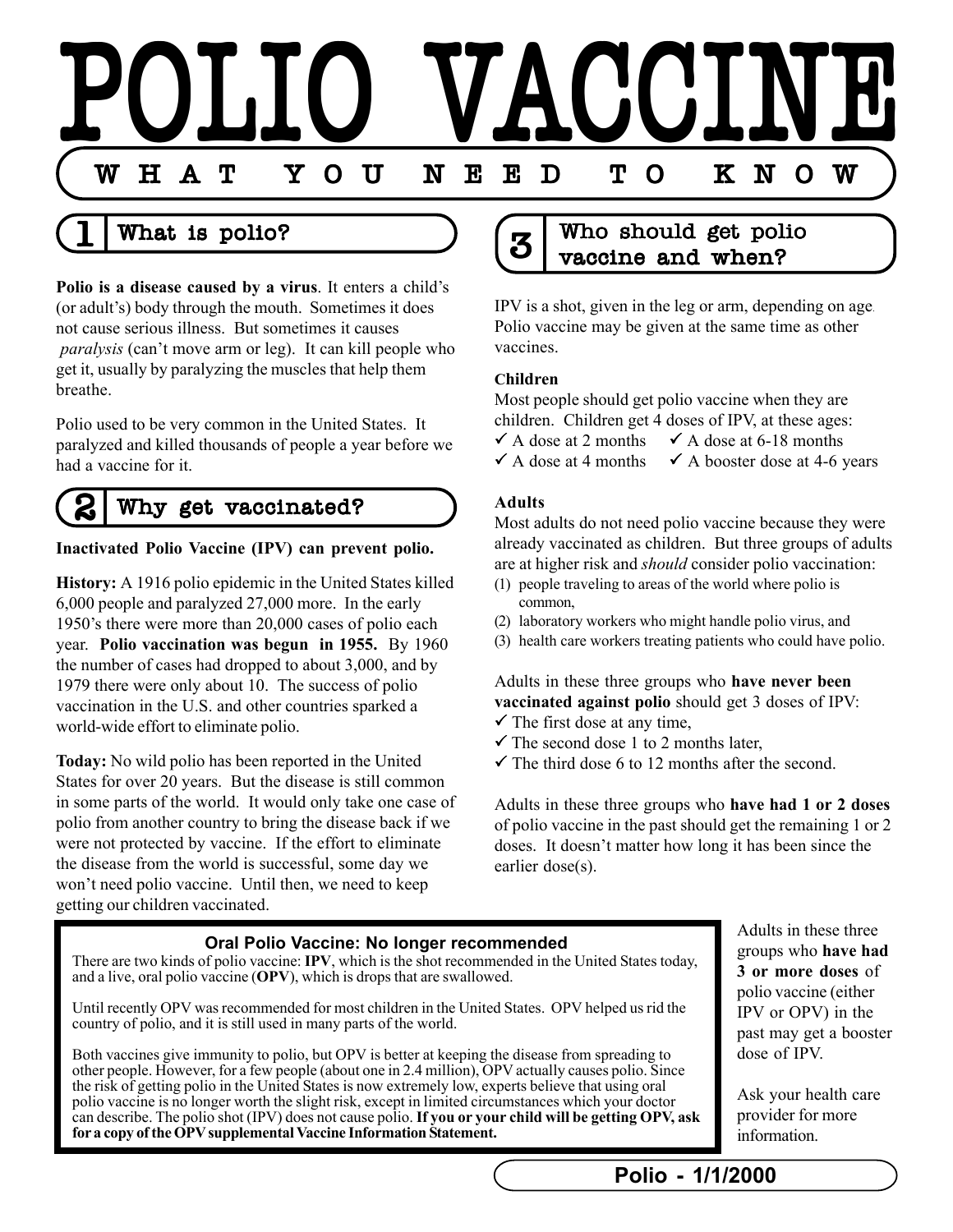# POLIO VACCINE

## WHAT YOU NEED TO KNOW

## 1 What is polio?

**Polio is a disease caused by a virus**. It enters a child's (or adult's) body through the mouth. Sometimes it does not cause serious illness. But sometimes it causes *paralysis* (can't move arm or leg). It can kill people who get it, usually by paralyzing the muscles that help them breathe.

Polio used to be very common in the United States. It paralyzed and killed thousands of people a year before we had a vaccine for it.

## 2 Why get vaccinated?

**Inactivated Polio Vaccine (IPV) can prevent polio.**

**History:** A 1916 polio epidemic in the United States killed 6,000 people and paralyzed 27,000 more. In the early 1950's there were more than 20,000 cases of polio each year. **Polio vaccination was begun in 1955.** By 1960 the number of cases had dropped to about 3,000, and by 1979 there were only about 10. The success of polio vaccination in the U.S. and other countries sparked a world-wide effort to eliminate polio.

**Today:** No wild polio has been reported in the United States for over 20 years. But the disease is still common in some parts of the world. It would only take one case of polio from another country to bring the disease back if we were not protected by vaccine. If the effort to eliminate the disease from the world is successful, some day we won't need polio vaccine. Until then, we need to keep getting our children vaccinated.

## 3 Who should get polio vaccine and when?

IPV is a shot, given in the leg or arm, depending on age. Polio vaccine may be given at the same time as other vaccines.

**Children**

Most people should get polio vaccine when they are children. Children get 4 doses of IPV, at these ages:

- ✓ A dose at 2 months
- ✓ A dose at 4 months
- ✓ A dose at 6-18 months
- ✓ A booster dose at 4-6 years

**Adults**

Most adults do not need polio vaccine because they were already vaccinated as children. But three groups of adults are at higher risk and *should* consider polio vaccination:

(1) people traveling to areas of the world where polio is common,
(2) laboratory workers who might handle polio virus, and
(3) health care workers treating patients who could have polio.

Adults in these three groups who **have never been vaccinated against polio** should get 3 doses of IPV:

- ✓ The first dose at any time,
- ✓ The second dose 1 to 2 months later,
- ✓ The third dose 6 to 12 months after the second.

Adults in these three groups who **have had 1 or 2 doses** of polio vaccine in the past should get the remaining 1 or 2 doses. It doesn't matter how long it has been since the earlier dose(s).

Adults in these three groups who **have had 3 or more doses** of polio vaccine (either IPV or OPV) in the past may get a booster dose of IPV.

Ask your health care provider for more information.

**Oral Polio Vaccine: No longer recommended**

There are two kinds of polio vaccine: **IPV**, which is the shot recommended in the United States today, and a live, oral polio vaccine (**OPV**), which is drops that are swallowed.

Until recently OPV was recommended for most children in the United States. OPV helped us rid the country of polio, and it is still used in many parts of the world.

Both vaccines give immunity to polio, but OPV is better at keeping the disease from spreading to other people. However, for a few people (about one in 2.4 million), OPV actually causes polio. Since the risk of getting polio in the United States is now extremely low, experts believe that using oral polio vaccine is no longer worth the slight risk, except in limited circumstances which your doctor can describe. The polio shot (IPV) does not cause polio. **If you or your child will be getting OPV, ask for a copy of the OPV supplemental Vaccine Information Statement.**

**Polio - 1/1/2000**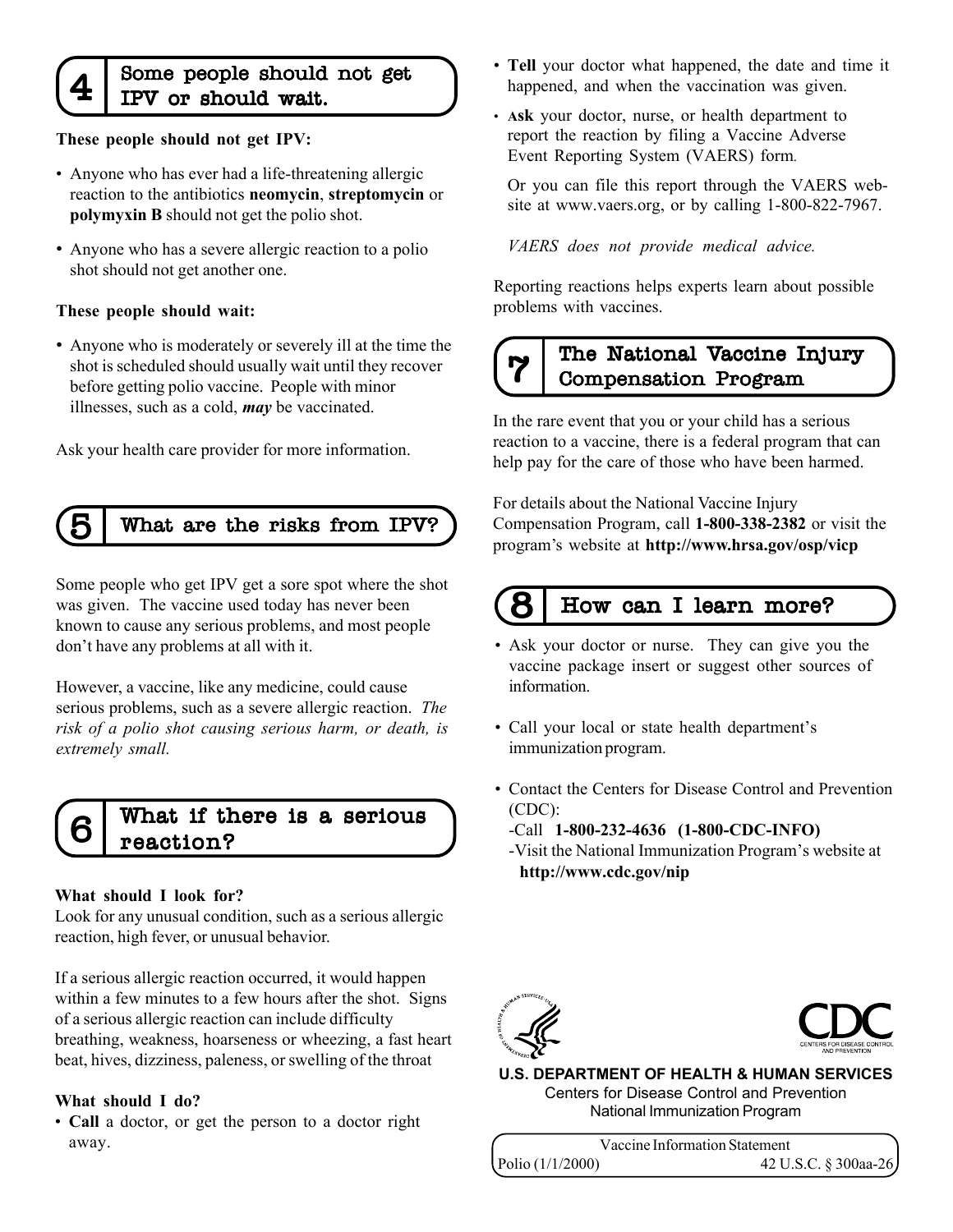## 4 Some people should not get IPV or should wait.

**These people should not get IPV:**

- Anyone who has ever had a life-threatening allergic reaction to the antibiotics **neomycin**, **streptomycin** or **polymyxin B** should not get the polio shot.
- Anyone who has a severe allergic reaction to a polio shot should not get another one.

**These people should wait:**

- Anyone who is moderately or severely ill at the time the shot is scheduled should usually wait until they recover before getting polio vaccine. People with minor illnesses, such as a cold, ***may*** be vaccinated.

Ask your health care provider for more information.

## 5 What are the risks from IPV?

Some people who get IPV get a sore spot where the shot was given. The vaccine used today has never been known to cause any serious problems, and most people don't have any problems at all with it.

However, a vaccine, like any medicine, could cause serious problems, such as a severe allergic reaction. *The risk of a polio shot causing serious harm, or death, is extremely small.*

## 6 What if there is a serious reaction?

**What should I look for?**
Look for any unusual condition, such as a serious allergic reaction, high fever, or unusual behavior.

If a serious allergic reaction occurred, it would happen within a few minutes to a few hours after the shot. Signs of a serious allergic reaction can include difficulty breathing, weakness, hoarseness or wheezing, a fast heart beat, hives, dizziness, paleness, or swelling of the throat

**What should I do?**

- **Call** a doctor, or get the person to a doctor right away.
- **Tell** your doctor what happened, the date and time it happened, and when the vaccination was given.
- **Ask** your doctor, nurse, or health department to report the reaction by filing a Vaccine Adverse Event Reporting System (VAERS) form.

  Or you can file this report through the VAERS website at www.vaers.org, or by calling 1-800-822-7967.

  *VAERS does not provide medical advice.*

Reporting reactions helps experts learn about possible problems with vaccines.

## 7 The National Vaccine Injury Compensation Program

In the rare event that you or your child has a serious reaction to a vaccine, there is a federal program that can help pay for the care of those who have been harmed.

For details about the National Vaccine Injury Compensation Program, call **1-800-338-2382** or visit the program's website at **http://www.hrsa.gov/osp/vicp**

## 8 How can I learn more?

- Ask your doctor or nurse. They can give you the vaccine package insert or suggest other sources of information.
- Call your local or state health department's immunization program.
- Contact the Centers for Disease Control and Prevention (CDC):
  - -Call **1-800-232-4636 (1-800-CDC-INFO)**
  - -Visit the National Immunization Program's website at **http://www.cdc.gov/nip**

CDC
CENTERS FOR DISEASE CONTROL AND PREVENTION

**U.S. DEPARTMENT OF HEALTH & HUMAN SERVICES**
Centers for Disease Control and Prevention
National Immunization Program

Vaccine Information Statement
Polio (1/1/2000) 42 U.S.C. § 300aa-26